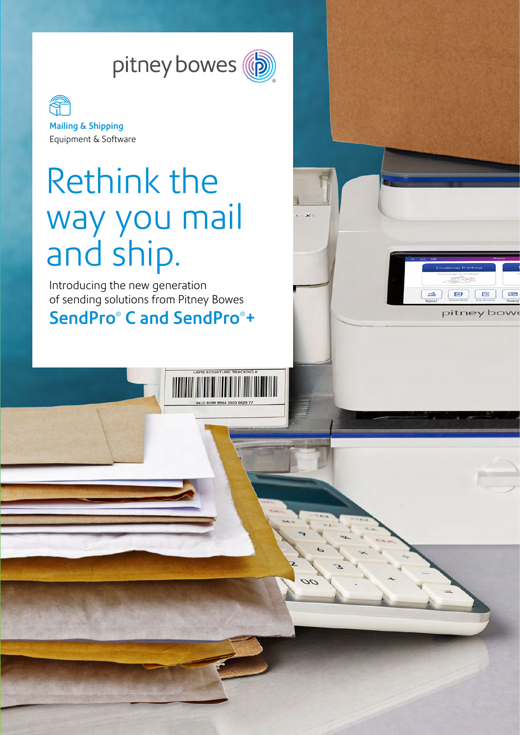pitney bowes

**Mailing & Shipping**
Equipment & Software

# Rethink the way you mail and ship.

Introducing the new generation of sending solutions from Pitney Bowes

## SendPro® C and SendPro® +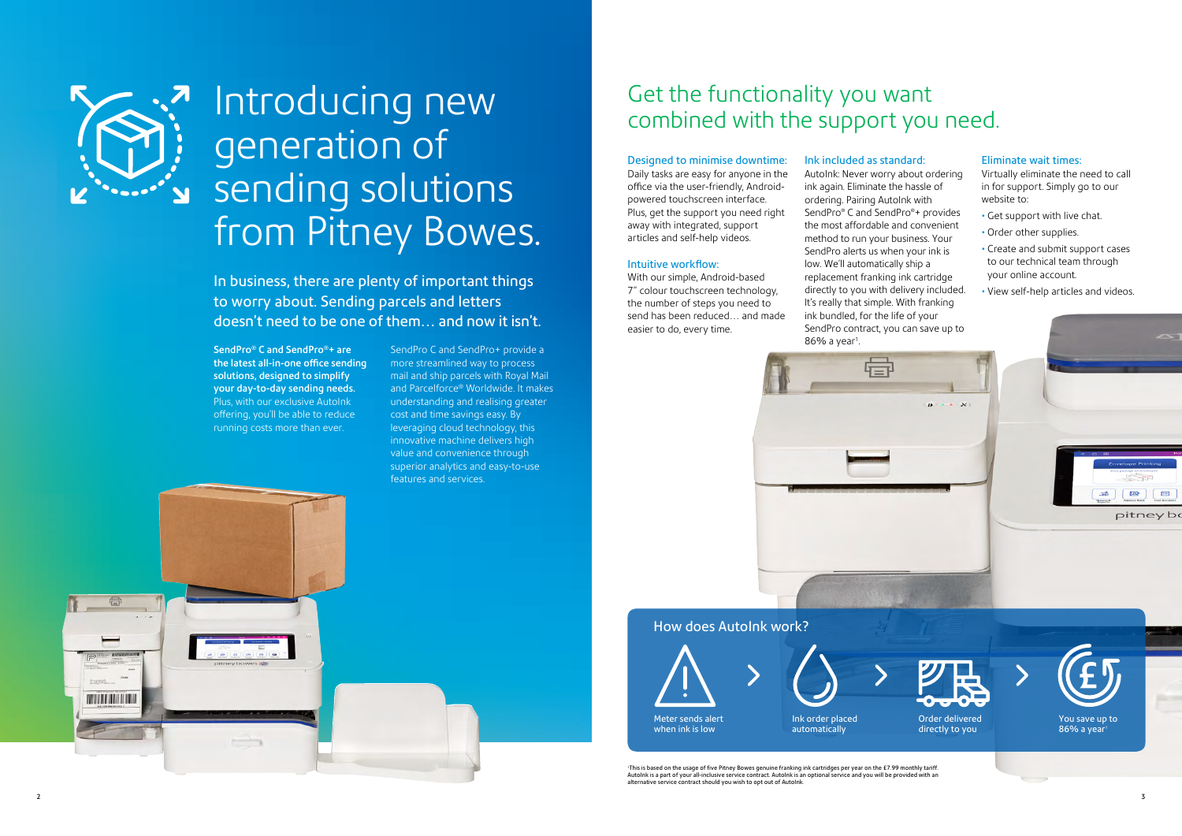# Introducing new generation of sending solutions from Pitney Bowes.

In business, there are plenty of important things to worry about. Sending parcels and letters doesn't need to be one of them… and now it isn't.

**SendPro® C and SendPro®+ are the latest all-in-one office sending solutions, designed to simplify your day-to-day sending needs.** Plus, with our exclusive AutoInk offering, you'll be able to reduce running costs more than ever.

SendPro C and SendPro+ provide a more streamlined way to process mail and ship parcels with Royal Mail and Parcelforce® Worldwide. It makes understanding and realising greater cost and time savings easy. By leveraging cloud technology, this innovative machine delivers high value and convenience through superior analytics and easy-to-use features and services.

## Get the functionality you want combined with the support you need.

### Designed to minimise downtime:

Daily tasks are easy for anyone in the office via the user-friendly, Android-powered touchscreen interface. Plus, get the support you need right away with integrated, support articles and self-help videos.

### Intuitive workflow:

With our simple, Android-based 7" colour touchscreen technology, the number of steps you need to send has been reduced… and made easier to do, every time.

### Ink included as standard:

AutoInk: Never worry about ordering ink again. Eliminate the hassle of ordering. Pairing AutoInk with SendPro® C and SendPro®+ provides the most affordable and convenient method to run your business. Your SendPro alerts us when your ink is low. We'll automatically ship a replacement franking ink cartridge directly to you with delivery included. It's really that simple. With franking ink bundled, for the life of your SendPro contract, you can save up to 86% a year[1].

### Eliminate wait times:

Virtually eliminate the need to call in for support. Simply go to our website to:

- Get support with live chat.
- Order other supplies.
- Create and submit support cases to our technical team through your online account.
- View self-help articles and videos.

### How does AutoInk work?

Meter sends alert when ink is low > Ink order placed automatically > Order delivered directly to you > You save up to 86% a year[1]

[1]This is based on the usage of five Pitney Bowes genuine franking ink cartridges per year on the £7.99 monthly tariff. AutoInk is a part of your all-inclusive service contract. AutoInk is an optional service and you will be provided with an alternative service contract should you wish to opt out of AutoInk.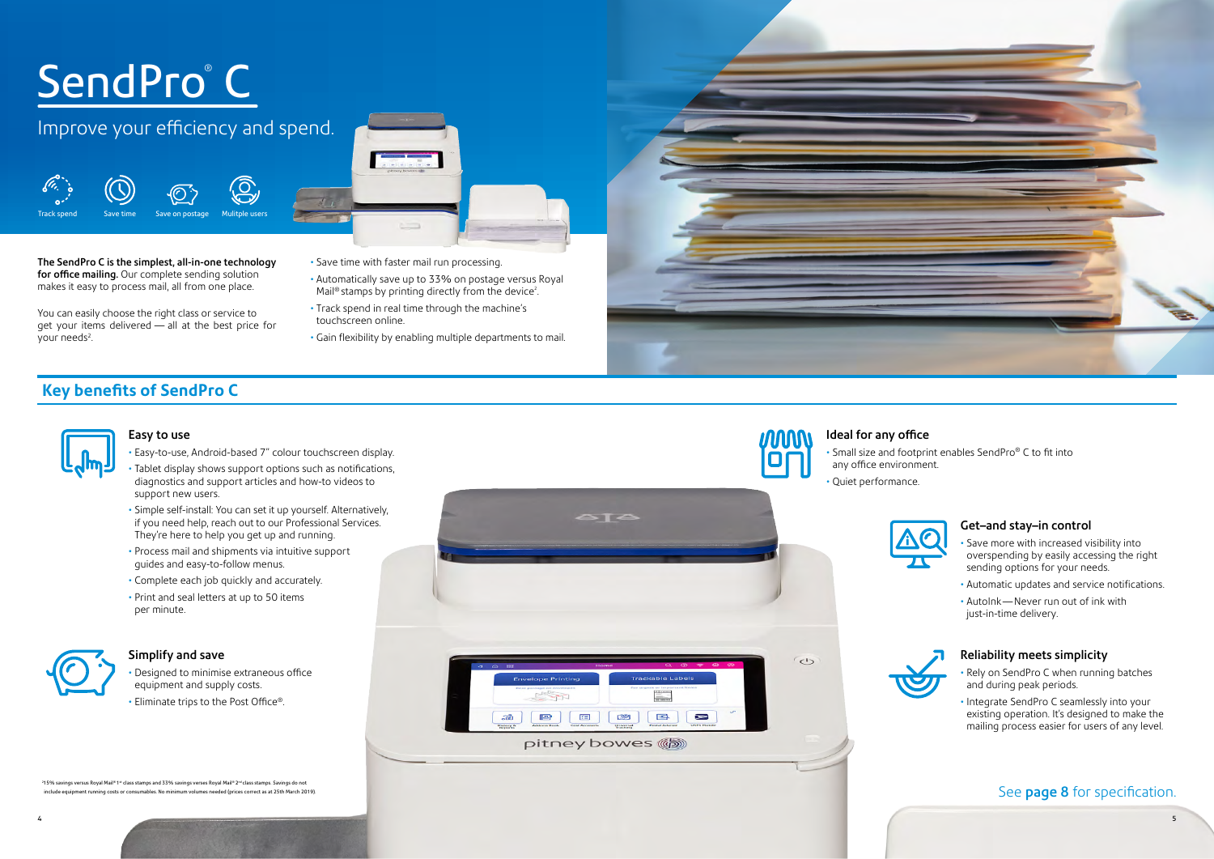# SendPro® C

## Improve your efficiency and spend.

Track spend | Save time | Save on postage | Mulitple users

**The SendPro C is the simplest, all-in-one technology for office mailing.** Our complete sending solution makes it easy to process mail, all from one place.

You can easily choose the right class or service to get your items delivered — all at the best price for your needs[2].

- Save time with faster mail run processing.
- Automatically save up to 33% on postage versus Royal Mail® stamps by printing directly from the device[2].
- Track spend in real time through the machine's touchscreen online.
- Gain flexibility by enabling multiple departments to mail.

## Key benefits of SendPro C

### Easy to use

- Easy-to-use, Android-based 7" colour touchscreen display.
- Tablet display shows support options such as notifications, diagnostics and support articles and how-to videos to support new users.
- Simple self-install: You can set it up yourself. Alternatively, if you need help, reach out to our Professional Services. They're here to help you get up and running.
- Process mail and shipments via intuitive support guides and easy-to-follow menus.
- Complete each job quickly and accurately.
- Print and seal letters at up to 50 items per minute.

### Simplify and save

- Designed to minimise extraneous office equipment and supply costs.
- Eliminate trips to the Post Office®.

### Ideal for any office

- Small size and footprint enables SendPro® C to fit into any office environment.
- Quiet performance.

### Get–and stay–in control

- Save more with increased visibility into overspending by easily accessing the right sending options for your needs.
- Automatic updates and service notifications.
- AutoInk—Never run out of ink with just-in-time delivery.

### Reliability meets simplicity

- Rely on SendPro C when running batches and during peak periods.
- Integrate SendPro C seamlessly into your existing operation. It's designed to make the mailing process easier for users of any level.

See **page 8** for specification.

[2]15% savings versus Royal Mail® 1st class stamps and 33% savings verses Royal Mail® 2nd class stamps. Savings do not include equipment running costs or consumables. No minimum volumes needed (prices correct as at 25th March 2019).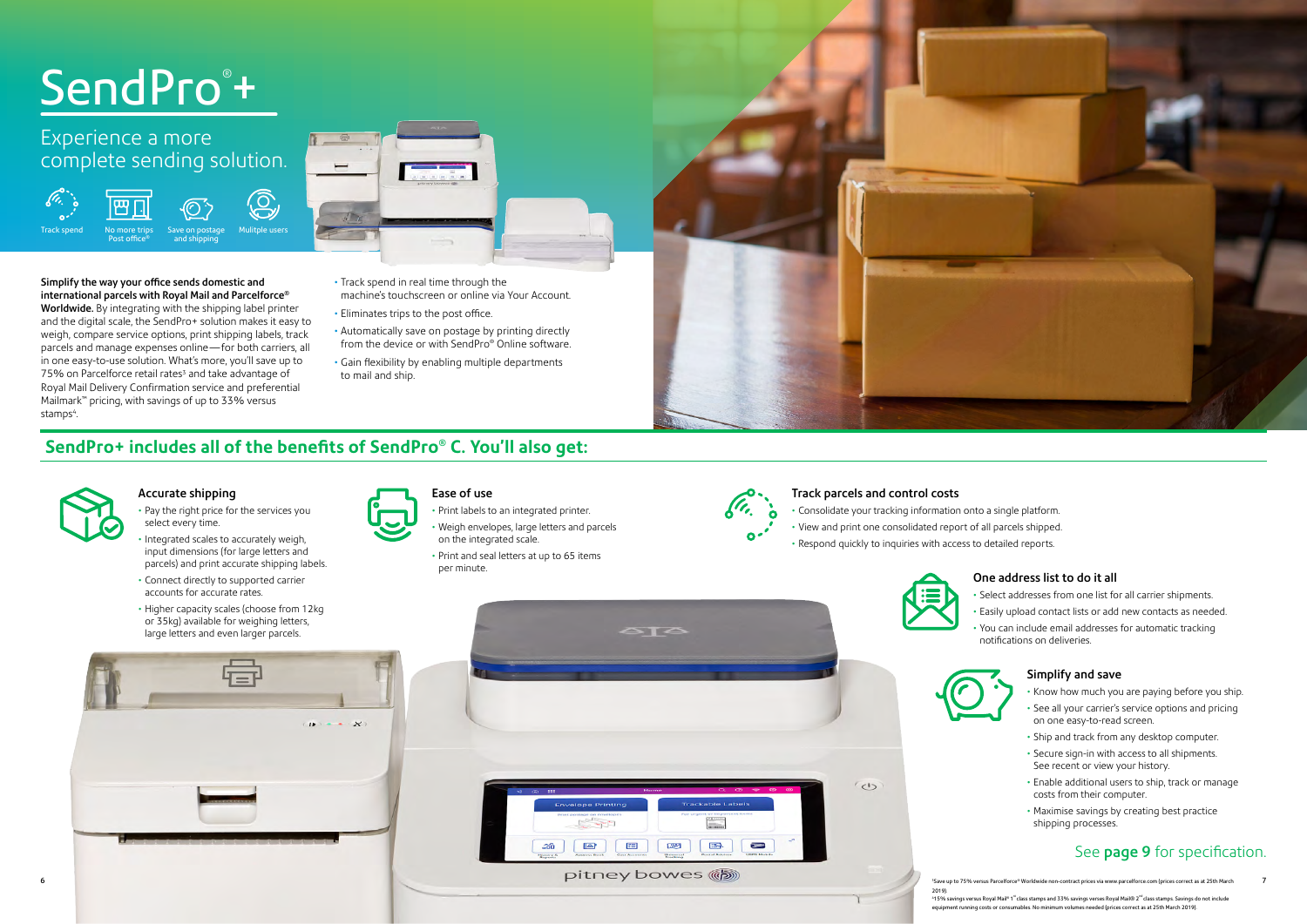# SendPro® +

## Experience a more complete sending solution.

Track spend | No more trips Post office® | Save on postage and shipping | Mulitple users

**Simplify the way your office sends domestic and international parcels with Royal Mail and Parcelforce® Worldwide.** By integrating with the shipping label printer and the digital scale, the SendPro+ solution makes it easy to weigh, compare service options, print shipping labels, track parcels and manage expenses online — for both carriers, all in one easy-to-use solution. What's more, you'll save up to 75% on Parcelforce retail rates[3] and take advantage of Royal Mail Delivery Confirmation service and preferential Mailmark™ pricing, with savings of up to 33% versus stamps[4].

- Track spend in real time through the machine's touchscreen or online via Your Account.
- Eliminates trips to the post office.
- Automatically save on postage by printing directly from the device or with SendPro® Online software.
- Gain flexibility by enabling multiple departments to mail and ship.

## SendPro+ includes all of the benefits of SendPro® C. You'll also get:

### Accurate shipping

- Pay the right price for the services you select every time.
- Integrated scales to accurately weigh, input dimensions (for large letters and parcels) and print accurate shipping labels.
- Connect directly to supported carrier accounts for accurate rates.
- Higher capacity scales (choose from 12kg or 35kg) available for weighing letters, large letters and even larger parcels.

### Ease of use

- Print labels to an integrated printer.
- Weigh envelopes, large letters and parcels on the integrated scale.
- Print and seal letters at up to 65 items per minute.

### Track parcels and control costs

- Consolidate your tracking information onto a single platform.
- View and print one consolidated report of all parcels shipped.
- Respond quickly to inquiries with access to detailed reports.

### One address list to do it all

- Select addresses from one list for all carrier shipments.
- Easily upload contact lists or add new contacts as needed.
- You can include email addresses for automatic tracking notifications on deliveries.

### Simplify and save

- Know how much you are paying before you ship.
- See all your carrier's service options and pricing on one easy-to-read screen.
- Ship and track from any desktop computer.
- Secure sign-in with access to all shipments. See recent or view your history.
- Enable additional users to ship, track or manage costs from their computer.
- Maximise savings by creating best practice shipping processes.

See **page 9** for specification.

[3] Save up to 75% versus Parcelforce® Worldwide non-contract prices via www.parcelforce.com (prices correct as at 25th March 2019).
[4] 15% savings versus Royal Mail® 1st class stamps and 33% savings verses Royal Mail® 2nd class stamps. Savings do not include equipment running costs or consumables. No minimum volumes needed (prices correct as at 25th March 2019).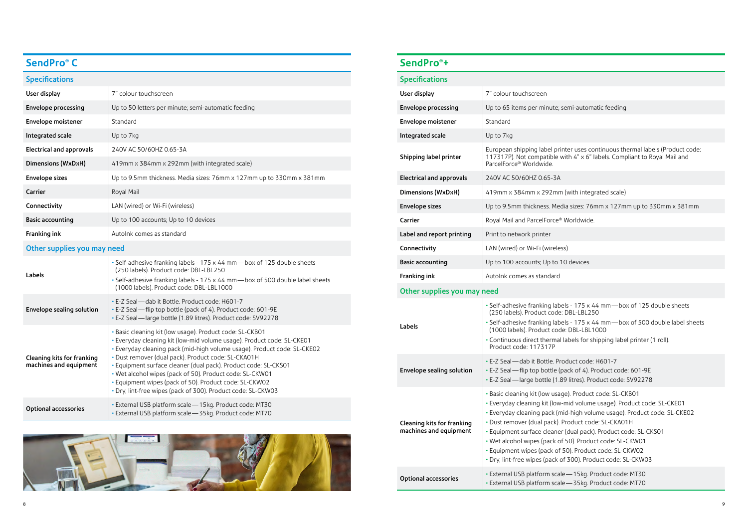## SendPro® C

### Specifications

| | |
|---|---|
| User display | 7" colour touchscreen |
| Envelope processing | Up to 50 letters per minute; semi-automatic feeding |
| Envelope moistener | Standard |
| Integrated scale | Up to 7kg |
| Electrical and approvals | 240V AC 50/60HZ 0.65-3A |
| Dimensions (WxDxH) | 419mm x 384mm x 292mm (with integrated scale) |
| Envelope sizes | Up to 9.5mm thickness. Media sizes: 76mm x 127mm up to 330mm x 381mm |
| Carrier | Royal Mail |
| Connectivity | LAN (wired) or Wi-Fi (wireless) |
| Basic accounting | Up to 100 accounts; Up to 10 devices |
| Franking ink | AutoInk comes as standard |

### Other supplies you may need

| | |
|---|---|
| Labels | • Self-adhesive franking labels - 175 x 44 mm—box of 125 double sheets (250 labels). Product code: DBL-LBL250<br>• Self-adhesive franking labels - 175 x 44 mm—box of 500 double label sheets (1000 labels). Product code: DBL-LBL1000 |
| Envelope sealing solution | • E-Z Seal—dab it Bottle. Product code: H601-7<br>• E-Z Seal—flip top bottle (pack of 4). Product code: 601-9E<br>• E-Z Seal—large bottle (1.89 litres). Product code: SV92278 |
| Cleaning kits for franking machines and equipment | • Basic cleaning kit (low usage). Product code: SL-CKB01<br>• Everyday cleaning kit (low-mid volume usage). Product code: SL-CKE01<br>• Everyday cleaning pack (mid-high volume usage). Product code: SL-CKE02<br>• Dust remover (dual pack). Product code: SL-CKA01H<br>• Equipment surface cleaner (dual pack). Product code: SL-CKS01<br>• Wet alcohol wipes (pack of 50). Product code: SL-CKW01<br>• Equipment wipes (pack of 50). Product code: SL-CKW02<br>• Dry, lint-free wipes (pack of 300). Product code: SL-CKW03 |
| Optional accessories | • External USB platform scale—15kg. Product code: MT30<br>• External USB platform scale—35kg. Product code: MT70 |

## SendPro®+

### Specifications

| | |
|---|---|
| User display | 7" colour touchscreen |
| Envelope processing | Up to 65 items per minute; semi-automatic feeding |
| Envelope moistener | Standard |
| Integrated scale | Up to 7kg |
| Shipping label printer | European shipping label printer uses continuous thermal labels (Product code: 117317P). Not compatible with 4" x 6" labels. Compliant to Royal Mail and ParcelForce® Worldwide. |
| Electrical and approvals | 240V AC 50/60HZ 0.65-3A |
| Dimensions (WxDxH) | 419mm x 384mm x 292mm (with integrated scale) |
| Envelope sizes | Up to 9.5mm thickness. Media sizes: 76mm x 127mm up to 330mm x 381mm |
| Carrier | Royal Mail and ParcelForce® Worldwide. |
| Label and report printing | Print to network printer |
| Connectivity | LAN (wired) or Wi-Fi (wireless) |
| Basic accounting | Up to 100 accounts; Up to 10 devices |
| Franking ink | AutoInk comes as standard |

### Other supplies you may need

| | |
|---|---|
| Labels | • Self-adhesive franking labels - 175 x 44 mm—box of 125 double sheets (250 labels). Product code: DBL-LBL250<br>• Self-adhesive franking labels - 175 x 44 mm—box of 500 double label sheets (1000 labels). Product code: DBL-LBL1000<br>• Continuous direct thermal labels for shipping label printer (1 roll). Product code: 117317P |
| Envelope sealing solution | • E-Z Seal—dab it Bottle. Product code: H601-7<br>• E-Z Seal—flip top bottle (pack of 4). Product code: 601-9E<br>• E-Z Seal—large bottle (1.89 litres). Product code: SV92278 |
| Cleaning kits for franking machines and equipment | • Basic cleaning kit (low usage). Product code: SL-CKB01<br>• Everyday cleaning kit (low-mid volume usage). Product code: SL-CKE01<br>• Everyday cleaning pack (mid-high volume usage). Product code: SL-CKE02<br>• Dust remover (dual pack). Product code: SL-CKA01H<br>• Equipment surface cleaner (dual pack). Product code: SL-CKS01<br>• Wet alcohol wipes (pack of 50). Product code: SL-CKW01<br>• Equipment wipes (pack of 50). Product code: SL-CKW02<br>• Dry, lint-free wipes (pack of 300). Product code: SL-CKW03 |
| Optional accessories | • External USB platform scale—15kg. Product code: MT30<br>• External USB platform scale—35kg. Product code: MT70 |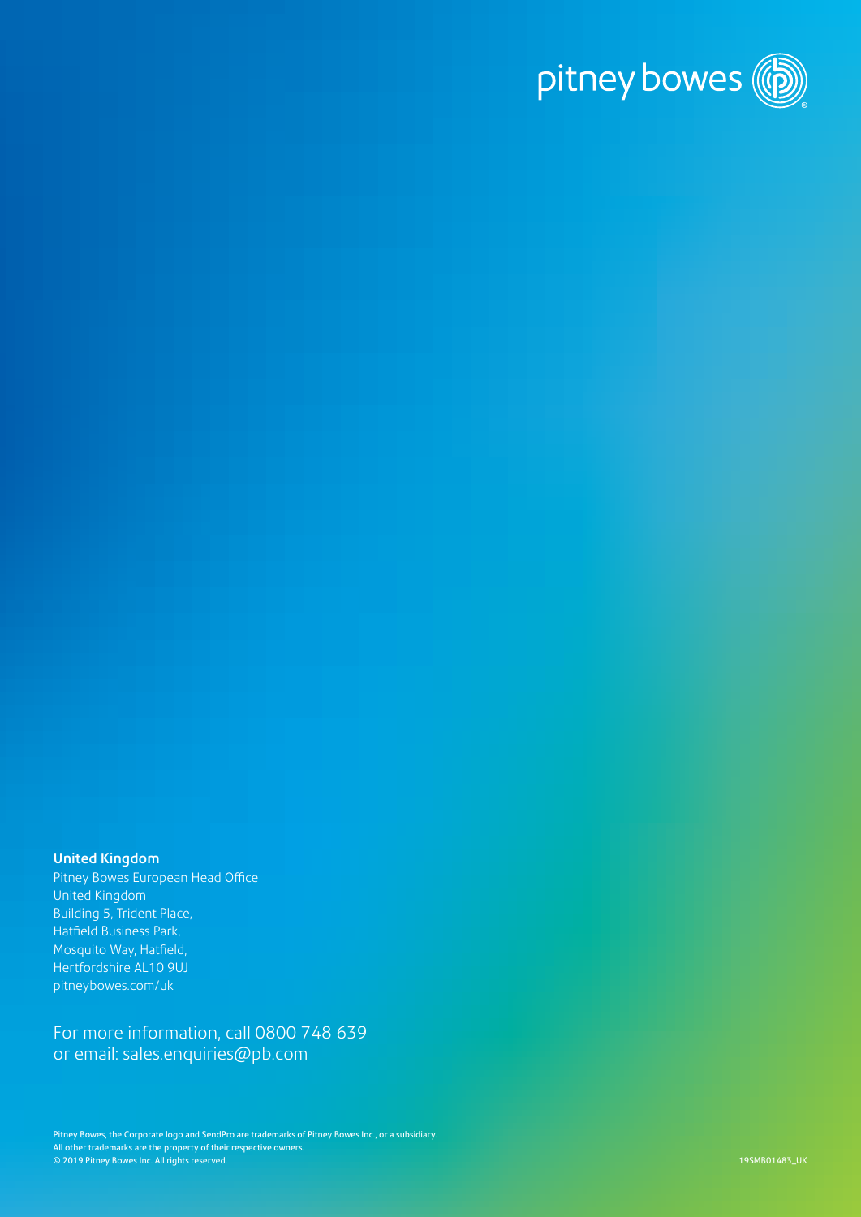pitney bowes

**United Kingdom**

Pitney Bowes European Head Office
United Kingdom
Building 5, Trident Place,
Hatfield Business Park,
Mosquito Way, Hatfield,
Hertfordshire AL10 9UJ
pitneybowes.com/uk

For more information, call 0800 748 639
or email: sales.enquiries@pb.com

Pitney Bowes, the Corporate logo and SendPro are trademarks of Pitney Bowes Inc., or a subsidiary.
All other trademarks are the property of their respective owners.
© 2019 Pitney Bowes Inc. All rights reserved.

19SMB01483_UK